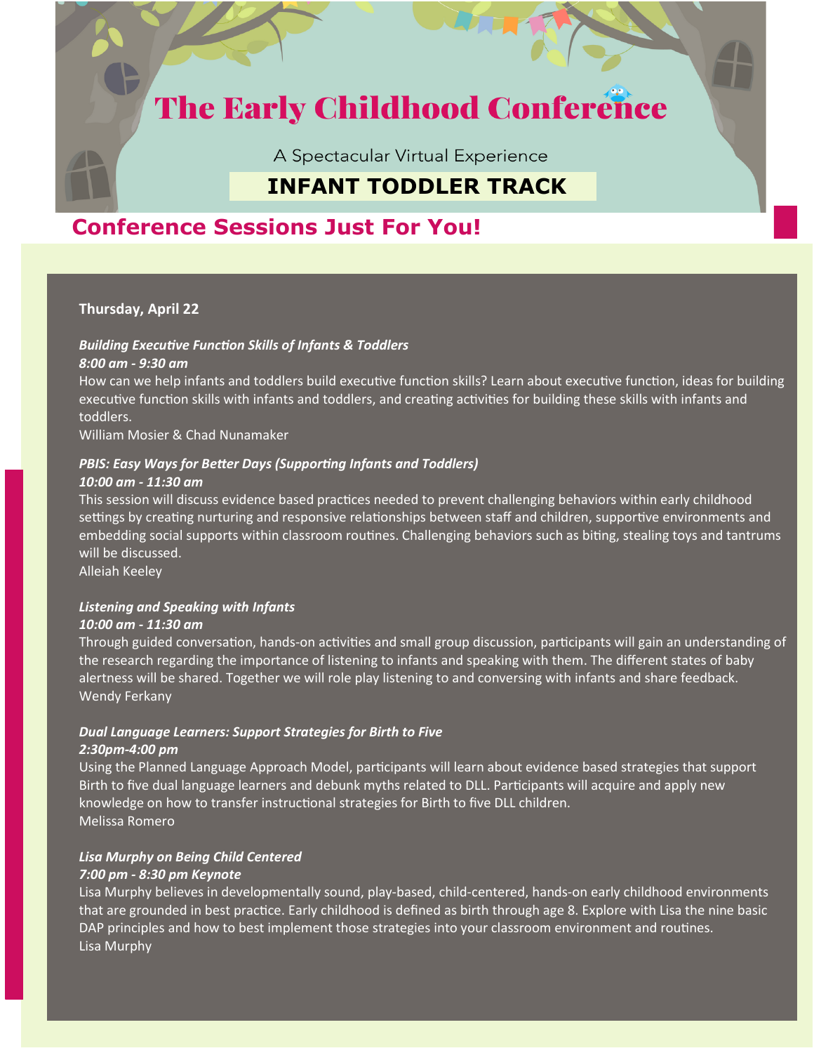# The Early Childhood Conference

A Spectacular Virtual Experience

## INFANT TODDLER TRACK

## Conference Sessions Just For You!

**Thursday, April 22**

***Building Executive Function Skills of Infants & Toddlers***
***8:00 am - 9:30 am***
How can we help infants and toddlers build executive function skills? Learn about executive function, ideas for building executive function skills with infants and toddlers, and creating activities for building these skills with infants and toddlers.
William Mosier & Chad Nunamaker

***PBIS: Easy Ways for Better Days (Supporting Infants and Toddlers)***
***10:00 am - 11:30 am***
This session will discuss evidence based practices needed to prevent challenging behaviors within early childhood settings by creating nurturing and responsive relationships between staff and children, supportive environments and embedding social supports within classroom routines. Challenging behaviors such as biting, stealing toys and tantrums will be discussed.
Alleiah Keeley

***Listening and Speaking with Infants***
***10:00 am - 11:30 am***
Through guided conversation, hands-on activities and small group discussion, participants will gain an understanding of the research regarding the importance of listening to infants and speaking with them. The different states of baby alertness will be shared. Together we will role play listening to and conversing with infants and share feedback.
Wendy Ferkany

***Dual Language Learners: Support Strategies for Birth to Five***
***2:30pm-4:00 pm***
Using the Planned Language Approach Model, participants will learn about evidence based strategies that support Birth to five dual language learners and debunk myths related to DLL. Participants will acquire and apply new knowledge on how to transfer instructional strategies for Birth to five DLL children.
Melissa Romero

***Lisa Murphy on Being Child Centered***
***7:00 pm - 8:30 pm Keynote***
Lisa Murphy believes in developmentally sound, play-based, child-centered, hands-on early childhood environments that are grounded in best practice. Early childhood is defined as birth through age 8. Explore with Lisa the nine basic DAP principles and how to best implement those strategies into your classroom environment and routines.
Lisa Murphy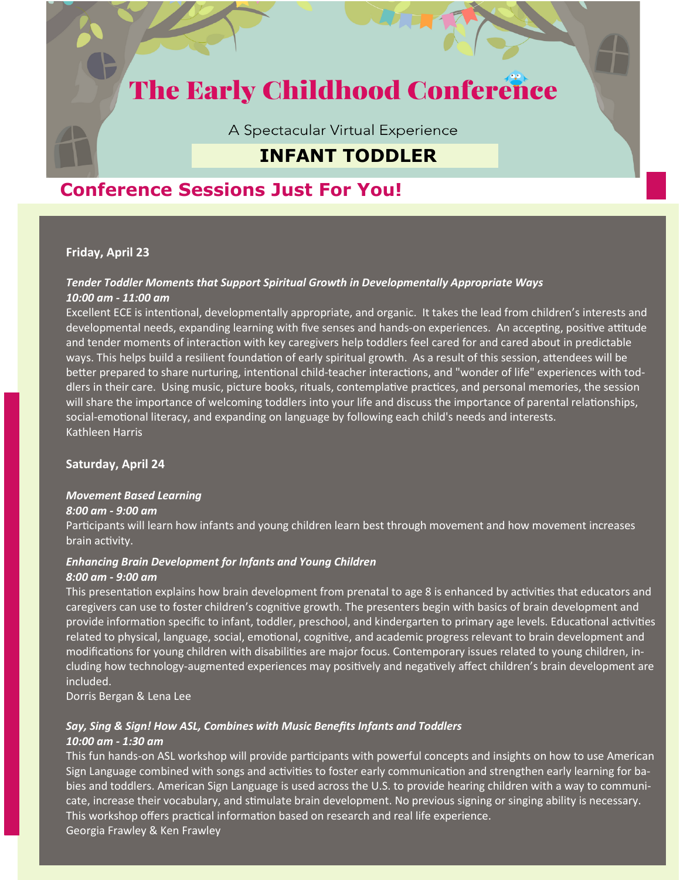# The Early Childhood Conference

A Spectacular Virtual Experience

**INFANT TODDLER**

## Conference Sessions Just For You!

**Friday, April 23**

***Tender Toddler Moments that Support Spiritual Growth in Developmentally Appropriate Ways***
***10:00 am - 11:00 am***

Excellent ECE is intentional, developmentally appropriate, and organic. It takes the lead from children's interests and developmental needs, expanding learning with five senses and hands-on experiences. An accepting, positive attitude and tender moments of interaction with key caregivers help toddlers feel cared for and cared about in predictable ways. This helps build a resilient foundation of early spiritual growth. As a result of this session, attendees will be better prepared to share nurturing, intentional child-teacher interactions, and "wonder of life" experiences with toddlers in their care. Using music, picture books, rituals, contemplative practices, and personal memories, the session will share the importance of welcoming toddlers into your life and discuss the importance of parental relationships, social-emotional literacy, and expanding on language by following each child's needs and interests.
Kathleen Harris

**Saturday, April 24**

***Movement Based Learning***
***8:00 am - 9:00 am***

Participants will learn how infants and young children learn best through movement and how movement increases brain activity.

***Enhancing Brain Development for Infants and Young Children***
***8:00 am - 9:00 am***

This presentation explains how brain development from prenatal to age 8 is enhanced by activities that educators and caregivers can use to foster children's cognitive growth. The presenters begin with basics of brain development and provide information specific to infant, toddler, preschool, and kindergarten to primary age levels. Educational activities related to physical, language, social, emotional, cognitive, and academic progress relevant to brain development and modifications for young children with disabilities are major focus. Contemporary issues related to young children, including how technology-augmented experiences may positively and negatively affect children's brain development are included.
Dorris Bergan & Lena Lee

***Say, Sing & Sign! How ASL, Combines with Music Benefits Infants and Toddlers***
***10:00 am - 1:30 am***

This fun hands-on ASL workshop will provide participants with powerful concepts and insights on how to use American Sign Language combined with songs and activities to foster early communication and strengthen early learning for babies and toddlers. American Sign Language is used across the U.S. to provide hearing children with a way to communicate, increase their vocabulary, and stimulate brain development. No previous signing or singing ability is necessary. This workshop offers practical information based on research and real life experience.
Georgia Frawley & Ken Frawley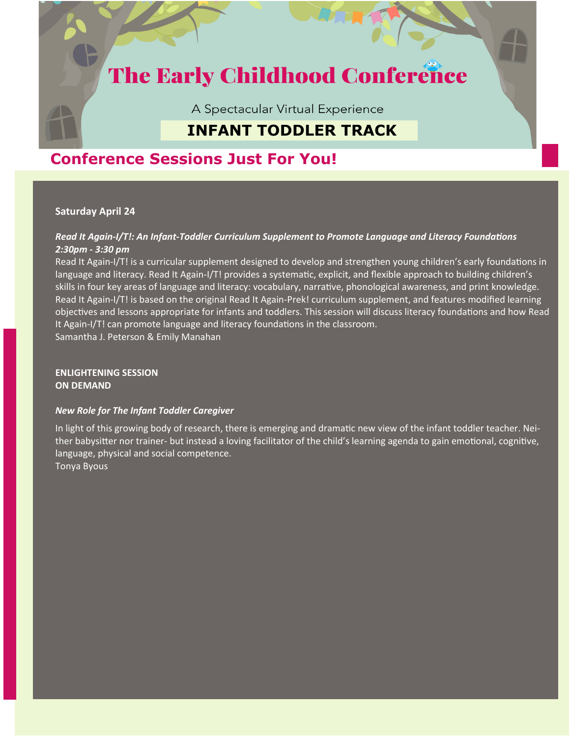# The Early Childhood Conference

A Spectacular Virtual Experience

**INFANT TODDLER TRACK**

## Conference Sessions Just For You!

**Saturday April 24**

***Read It Again-I/T!: An Infant-Toddler Curriculum Supplement to Promote Language and Literacy Foundations***
***2:30pm - 3:30 pm***

Read It Again-I/T! is a curricular supplement designed to develop and strengthen young children's early foundations in language and literacy. Read It Again-I/T! provides a systematic, explicit, and flexible approach to building children's skills in four key areas of language and literacy: vocabulary, narrative, phonological awareness, and print knowledge. Read It Again-I/T! is based on the original Read It Again-Prek! curriculum supplement, and features modified learning objectives and lessons appropriate for infants and toddlers. This session will discuss literacy foundations and how Read It Again-I/T! can promote language and literacy foundations in the classroom.
Samantha J. Peterson & Emily Manahan

**ENLIGHTENING SESSION**
**ON DEMAND**

***New Role for The Infant Toddler Caregiver***

In light of this growing body of research, there is emerging and dramatic new view of the infant toddler teacher. Neither babysitter nor trainer- but instead a loving facilitator of the child's learning agenda to gain emotional, cognitive, language, physical and social competence.
Tonya Byous